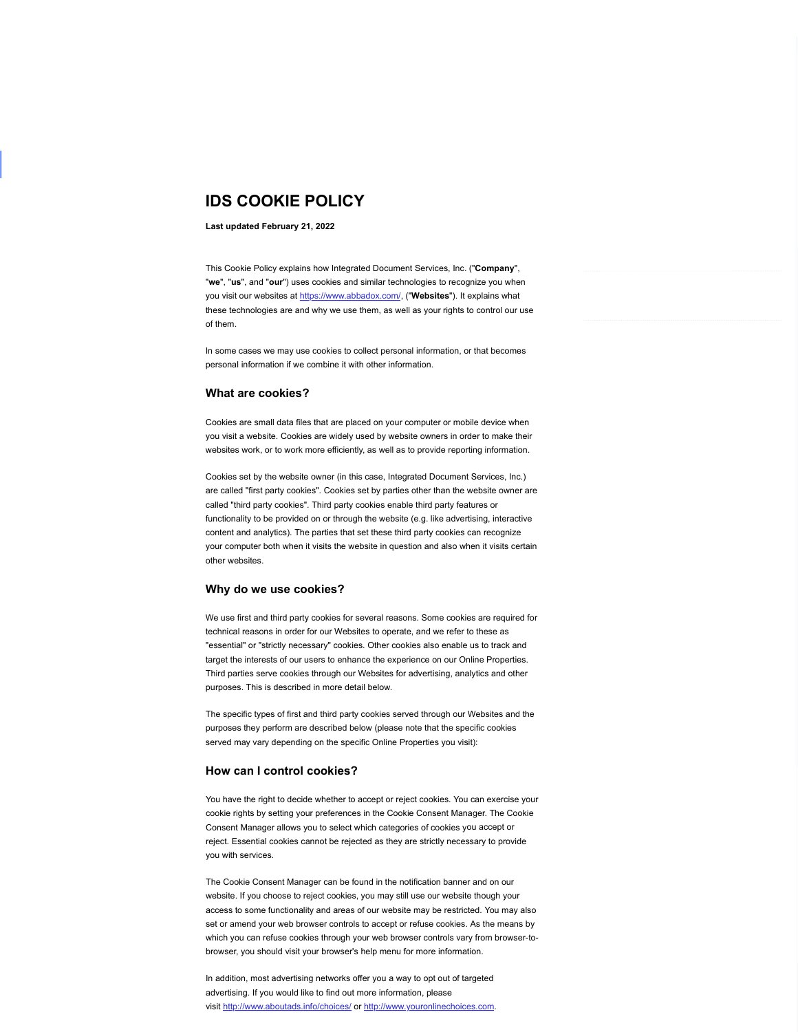# IDS COOKIE POLICY

**Last updated February 21, 2022**

This Cookie Policy explains how Integrated Document Services, Inc. ("**Company**", "**we**", "**us**", and "**our**") uses cookies and similar technologies to recognize you when you visit our websites at https://www.abbadox.com/, ("**Websites**"). It explains what these technologies are and why we use them, as well as your rights to control our use of them.

In some cases we may use cookies to collect personal information, or that becomes personal information if we combine it with other information.

## What are cookies?

Cookies are small data files that are placed on your computer or mobile device when you visit a website. Cookies are widely used by website owners in order to make their websites work, or to work more efficiently, as well as to provide reporting information.

Cookies set by the website owner (in this case, Integrated Document Services, Inc.) are called "first party cookies". Cookies set by parties other than the website owner are called "third party cookies". Third party cookies enable third party features or functionality to be provided on or through the website (e.g. like advertising, interactive content and analytics). The parties that set these third party cookies can recognize your computer both when it visits the website in question and also when it visits certain other websites.

## Why do we use cookies?

We use first and third party cookies for several reasons. Some cookies are required for technical reasons in order for our Websites to operate, and we refer to these as "essential" or "strictly necessary" cookies. Other cookies also enable us to track and target the interests of our users to enhance the experience on our Online Properties. Third parties serve cookies through our Websites for advertising, analytics and other purposes. This is described in more detail below.

The specific types of first and third party cookies served through our Websites and the purposes they perform are described below (please note that the specific cookies served may vary depending on the specific Online Properties you visit):

## How can I control cookies?

You have the right to decide whether to accept or reject cookies. You can exercise your cookie rights by setting your preferences in the Cookie Consent Manager. The Cookie Consent Manager allows you to select which categories of cookies you accept or reject. Essential cookies cannot be rejected as they are strictly necessary to provide you with services.

The Cookie Consent Manager can be found in the notification banner and on our website. If you choose to reject cookies, you may still use our website though your access to some functionality and areas of our website may be restricted. You may also set or amend your web browser controls to accept or refuse cookies. As the means by which you can refuse cookies through your web browser controls vary from browser-to-browser, you should visit your browser's help menu for more information.

In addition, most advertising networks offer you a way to opt out of targeted advertising. If you would like to find out more information, please visit http://www.aboutads.info/choices/ or http://www.youronlinechoices.com.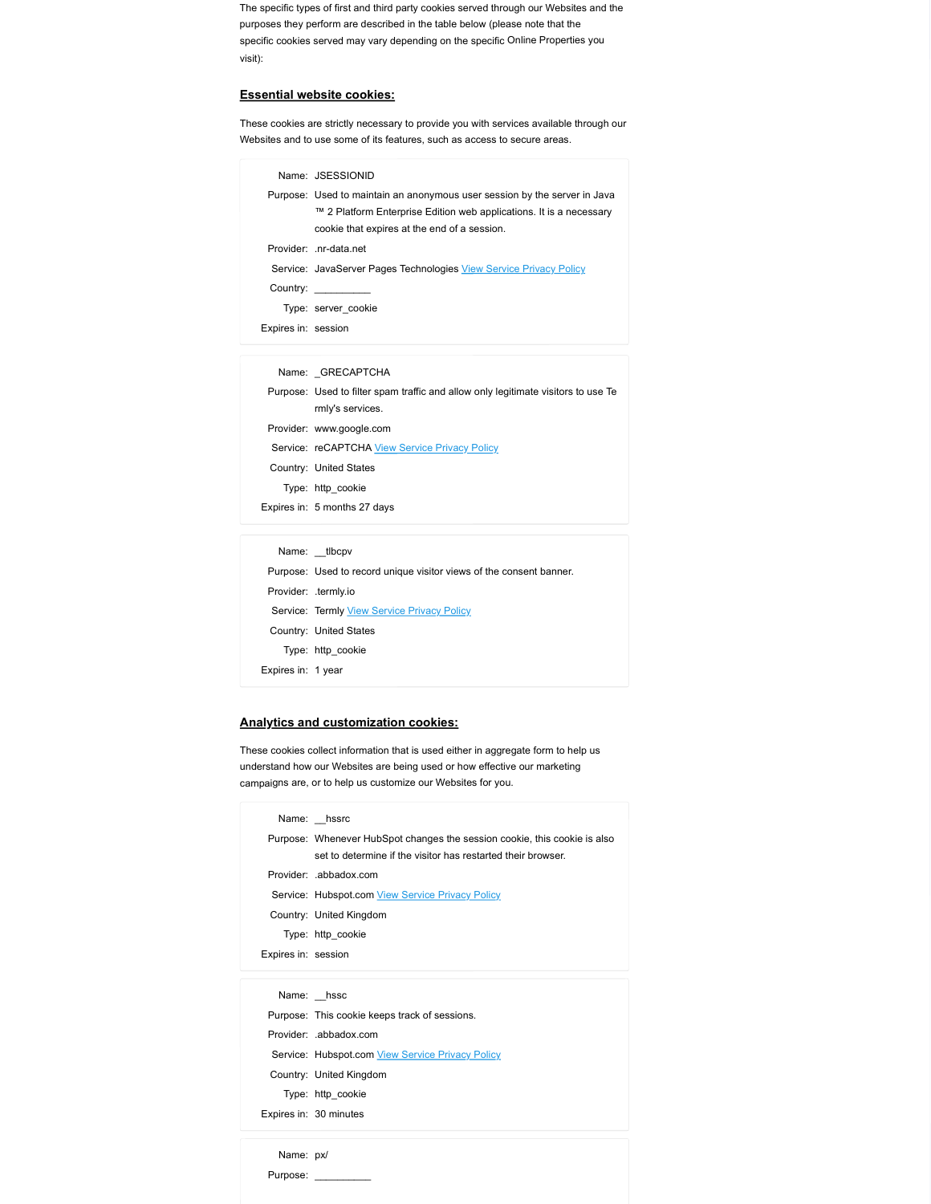The specific types of first and third party cookies served through our Websites and the purposes they perform are described in the table below (please note that the specific cookies served may vary depending on the specific Online Properties you visit):

## Essential website cookies:

These cookies are strictly necessary to provide you with services available through our Websites and to use some of its features, such as access to secure areas.

| | |
|---|---|
| Name: | JSESSIONID |
| Purpose: | Used to maintain an anonymous user session by the server in Java ™ 2 Platform Enterprise Edition web applications. It is a necessary cookie that expires at the end of a session. |
| Provider: | .nr-data.net |
| Service: | JavaServer Pages Technologies View Service Privacy Policy |
| Country: | __________ |
| Type: | server_cookie |
| Expires in: | session |

| | |
|---|---|
| Name: | _GRECAPTCHA |
| Purpose: | Used to filter spam traffic and allow only legitimate visitors to use Te rmly's services. |
| Provider: | www.google.com |
| Service: | reCAPTCHA View Service Privacy Policy |
| Country: | United States |
| Type: | http_cookie |
| Expires in: | 5 months 27 days |

| | |
|---|---|
| Name: | __tlbcpv |
| Purpose: | Used to record unique visitor views of the consent banner. |
| Provider: | .termly.io |
| Service: | Termly View Service Privacy Policy |
| Country: | United States |
| Type: | http_cookie |
| Expires in: | 1 year |

## Analytics and customization cookies:

These cookies collect information that is used either in aggregate form to help us understand how our Websites are being used or how effective our marketing campaigns are, or to help us customize our Websites for you.

| | |
|---|---|
| Name: | __hssrc |
| Purpose: | Whenever HubSpot changes the session cookie, this cookie is also set to determine if the visitor has restarted their browser. |
| Provider: | .abbadox.com |
| Service: | Hubspot.com View Service Privacy Policy |
| Country: | United Kingdom |
| Type: | http_cookie |
| Expires in: | session |

| | |
|---|---|
| Name: | __hssc |
| Purpose: | This cookie keeps track of sessions. |
| Provider: | .abbadox.com |
| Service: | Hubspot.com View Service Privacy Policy |
| Country: | United Kingdom |
| Type: | http_cookie |
| Expires in: | 30 minutes |

| | |
|---|---|
| Name: | px/ |
| Purpose: | __________ |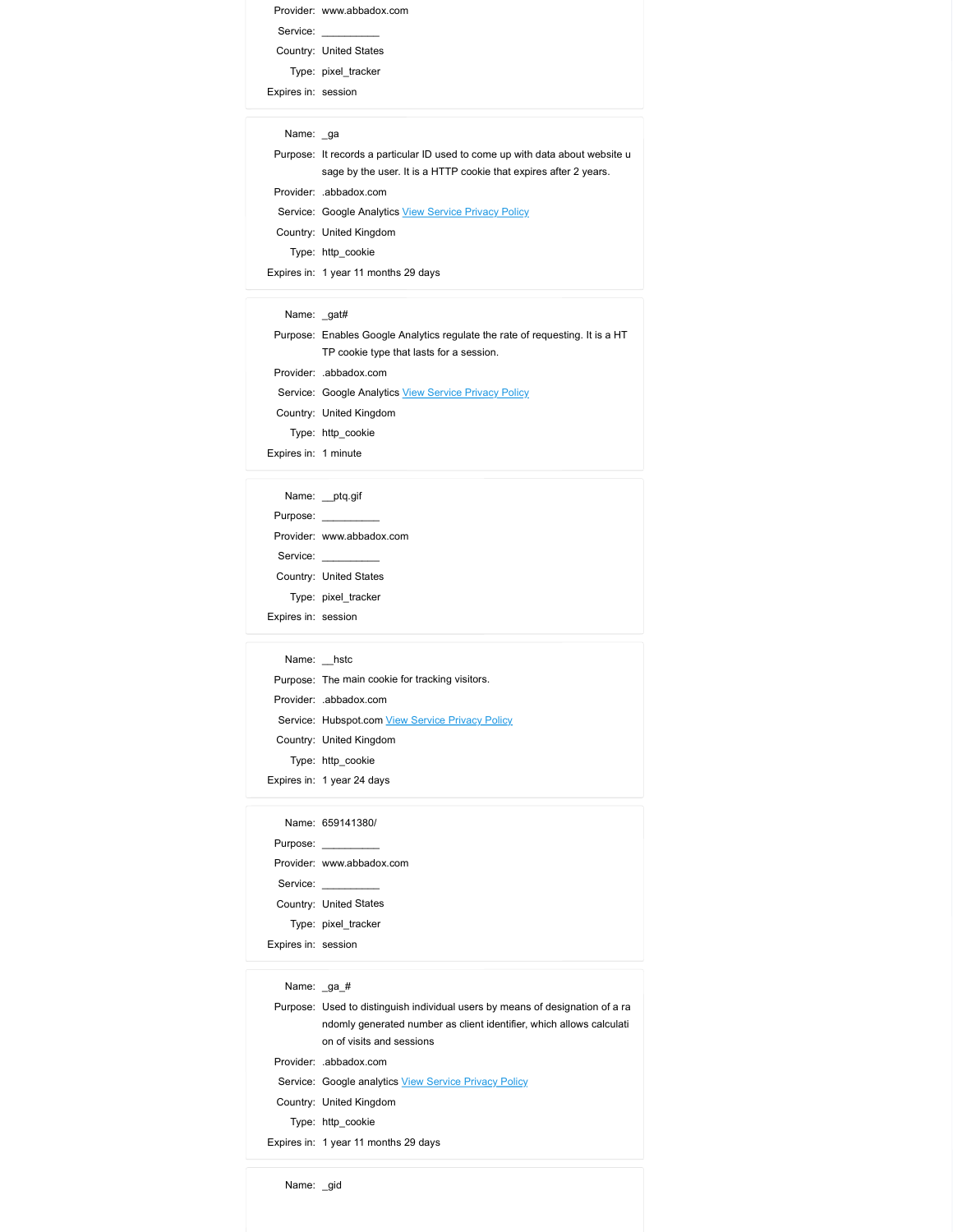Provider: www.abbadox.com

Service: __________

Country: United States

Type: pixel_tracker

Expires in: session

---

Name: _ga

Purpose: It records a particular ID used to come up with data about website usage by the user. It is a HTTP cookie that expires after 2 years.

Provider: .abbadox.com

Service: Google Analytics View Service Privacy Policy

Country: United Kingdom

Type: http_cookie

Expires in: 1 year 11 months 29 days

---

Name: _gat#

Purpose: Enables Google Analytics regulate the rate of requesting. It is a HTTP cookie type that lasts for a session.

Provider: .abbadox.com

Service: Google Analytics View Service Privacy Policy

Country: United Kingdom

Type: http_cookie

Expires in: 1 minute

---

Name: __ptq.gif

Purpose: __________

Provider: www.abbadox.com

Service: __________

Country: United States

Type: pixel_tracker

Expires in: session

---

Name: __hstc

Purpose: The main cookie for tracking visitors.

Provider: .abbadox.com

Service: Hubspot.com View Service Privacy Policy

Country: United Kingdom

Type: http_cookie

Expires in: 1 year 24 days

---

Name: 659141380/

Purpose: __________

Provider: www.abbadox.com

Service: __________

Country: United States

Type: pixel_tracker

Expires in: session

---

Name: _ga_#

Purpose: Used to distinguish individual users by means of designation of a randomly generated number as client identifier, which allows calculation of visits and sessions

Provider: .abbadox.com

Service: Google analytics View Service Privacy Policy

Country: United Kingdom

Type: http_cookie

Expires in: 1 year 11 months 29 days

---

Name: _gid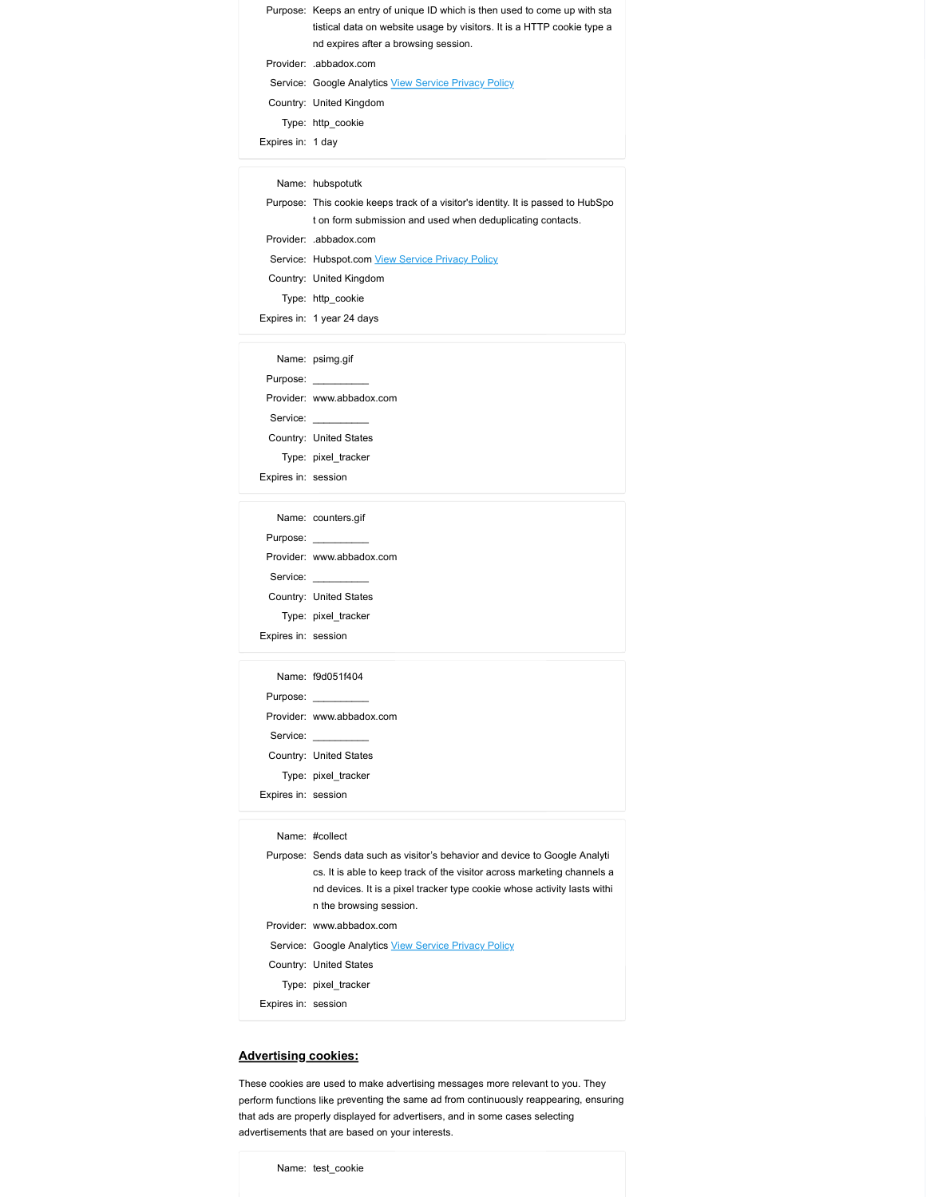Purpose: Keeps an entry of unique ID which is then used to come up with statistical data on website usage by visitors. It is a HTTP cookie type and expires after a browsing session.

Provider: .abbadox.com

Service: Google Analytics View Service Privacy Policy

Country: United Kingdom

Type: http_cookie

Expires in: 1 day

---

Name: hubspotutk

Purpose: This cookie keeps track of a visitor's identity. It is passed to HubSpot on form submission and used when deduplicating contacts.

Provider: .abbadox.com

Service: Hubspot.com View Service Privacy Policy

Country: United Kingdom

Type: http_cookie

Expires in: 1 year 24 days

---

Name: psimg.gif

Purpose: __________

Provider: www.abbadox.com

Service: __________

Country: United States

Type: pixel_tracker

Expires in: session

---

Name: counters.gif

Purpose: __________

Provider: www.abbadox.com

Service: __________

Country: United States

Type: pixel_tracker

Expires in: session

---

Name: f9d051f404

Purpose: __________

Provider: www.abbadox.com

Service: __________

Country: United States

Type: pixel_tracker

Expires in: session

---

Name: #collect

Purpose: Sends data such as visitor's behavior and device to Google Analytics. It is able to keep track of the visitor across marketing channels and devices. It is a pixel tracker type cookie whose activity lasts within the browsing session.

Provider: www.abbadox.com

Service: Google Analytics View Service Privacy Policy

Country: United States

Type: pixel_tracker

Expires in: session

## Advertising cookies:

These cookies are used to make advertising messages more relevant to you. They perform functions like preventing the same ad from continuously reappearing, ensuring that ads are properly displayed for advertisers, and in some cases selecting advertisements that are based on your interests.

Name: test_cookie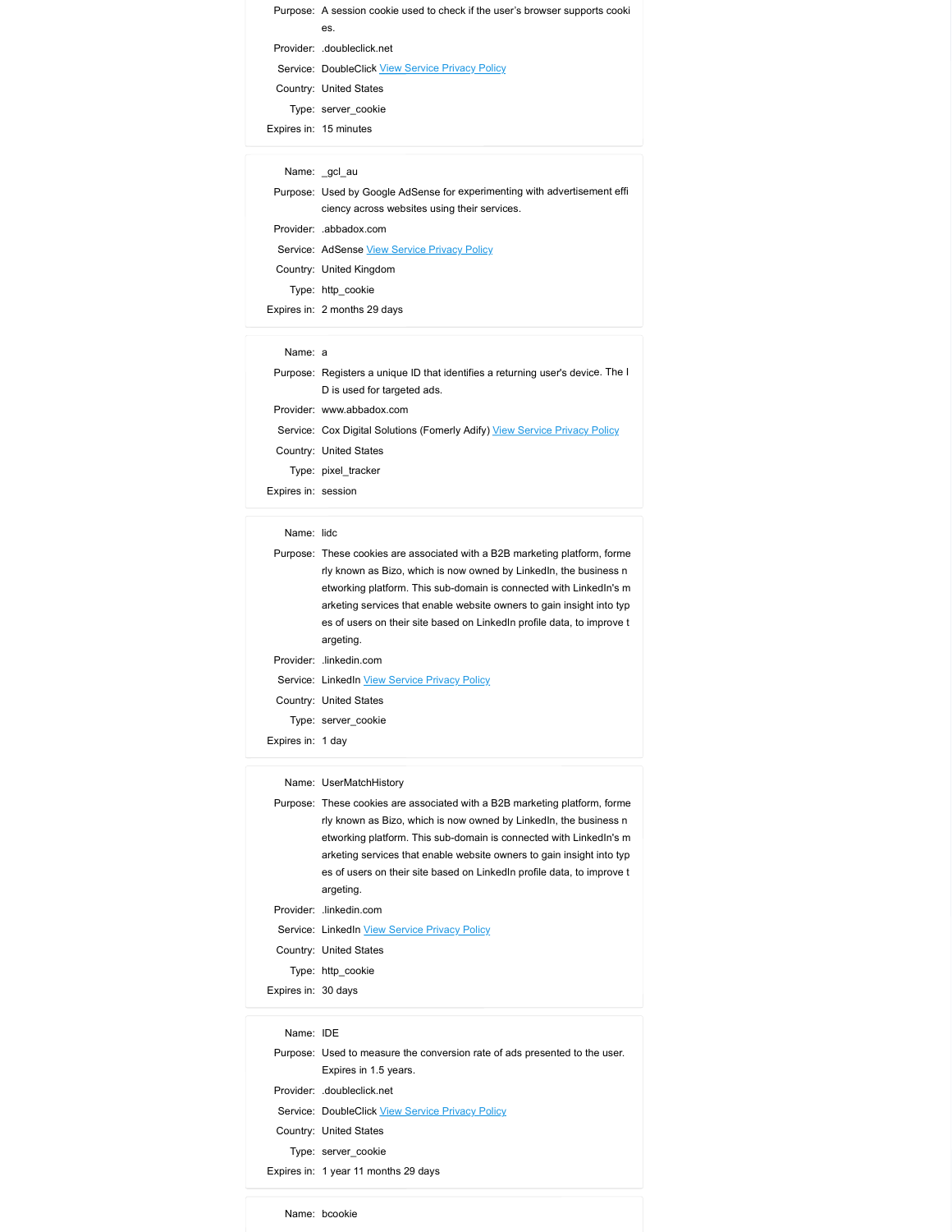Purpose: A session cookie used to check if the user's browser supports cookies.
Provider: .doubleclick.net
Service: DoubleClick View Service Privacy Policy
Country: United States
Type: server_cookie
Expires in: 15 minutes

---

Name: _gcl_au
Purpose: Used by Google AdSense for experimenting with advertisement efficiency across websites using their services.
Provider: .abbadox.com
Service: AdSense View Service Privacy Policy
Country: United Kingdom
Type: http_cookie
Expires in: 2 months 29 days

---

Name: a
Purpose: Registers a unique ID that identifies a returning user's device. The ID is used for targeted ads.
Provider: www.abbadox.com
Service: Cox Digital Solutions (Fomerly Adify) View Service Privacy Policy
Country: United States
Type: pixel_tracker
Expires in: session

---

Name: lidc
Purpose: These cookies are associated with a B2B marketing platform, formerly known as Bizo, which is now owned by LinkedIn, the business networking platform. This sub-domain is connected with LinkedIn's marketing services that enable website owners to gain insight into types of users on their site based on LinkedIn profile data, to improve targeting.
Provider: .linkedin.com
Service: LinkedIn View Service Privacy Policy
Country: United States
Type: server_cookie
Expires in: 1 day

---

Name: UserMatchHistory
Purpose: These cookies are associated with a B2B marketing platform, formerly known as Bizo, which is now owned by LinkedIn, the business networking platform. This sub-domain is connected with LinkedIn's marketing services that enable website owners to gain insight into types of users on their site based on LinkedIn profile data, to improve targeting.
Provider: .linkedin.com
Service: LinkedIn View Service Privacy Policy
Country: United States
Type: http_cookie
Expires in: 30 days

---

Name: IDE
Purpose: Used to measure the conversion rate of ads presented to the user. Expires in 1.5 years.
Provider: .doubleclick.net
Service: DoubleClick View Service Privacy Policy
Country: United States
Type: server_cookie
Expires in: 1 year 11 months 29 days

---

Name: bcookie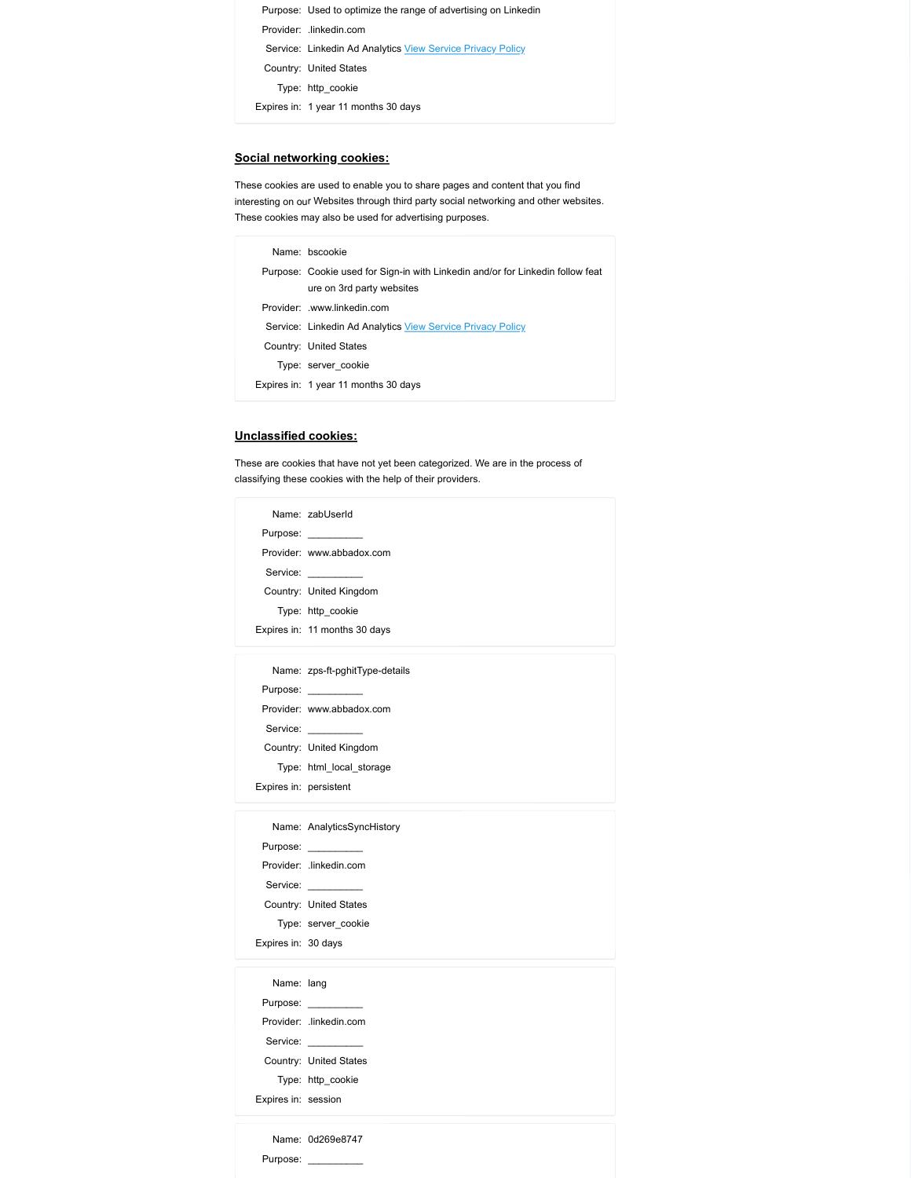Purpose: Used to optimize the range of advertising on Linkedin
Provider: .linkedin.com
Service: Linkedin Ad Analytics View Service Privacy Policy
Country: United States
Type: http_cookie
Expires in: 1 year 11 months 30 days

## Social networking cookies:

These cookies are used to enable you to share pages and content that you find interesting on our Websites through third party social networking and other websites. These cookies may also be used for advertising purposes.

Name: bscookie
Purpose: Cookie used for Sign-in with Linkedin and/or for Linkedin follow feature on 3rd party websites
Provider: .www.linkedin.com
Service: Linkedin Ad Analytics View Service Privacy Policy
Country: United States
Type: server_cookie
Expires in: 1 year 11 months 30 days

## Unclassified cookies:

These are cookies that have not yet been categorized. We are in the process of classifying these cookies with the help of their providers.

Name: zabUserId
Purpose: __________
Provider: www.abbadox.com
Service: __________
Country: United Kingdom
Type: http_cookie
Expires in: 11 months 30 days

Name: zps-ft-pghitType-details
Purpose: __________
Provider: www.abbadox.com
Service: __________
Country: United Kingdom
Type: html_local_storage
Expires in: persistent

Name: AnalyticsSyncHistory
Purpose: __________
Provider: .linkedin.com
Service: __________
Country: United States
Type: server_cookie
Expires in: 30 days

Name: lang
Purpose: __________
Provider: .linkedin.com
Service: __________
Country: United States
Type: http_cookie
Expires in: session

Name: 0d269e8747
Purpose: __________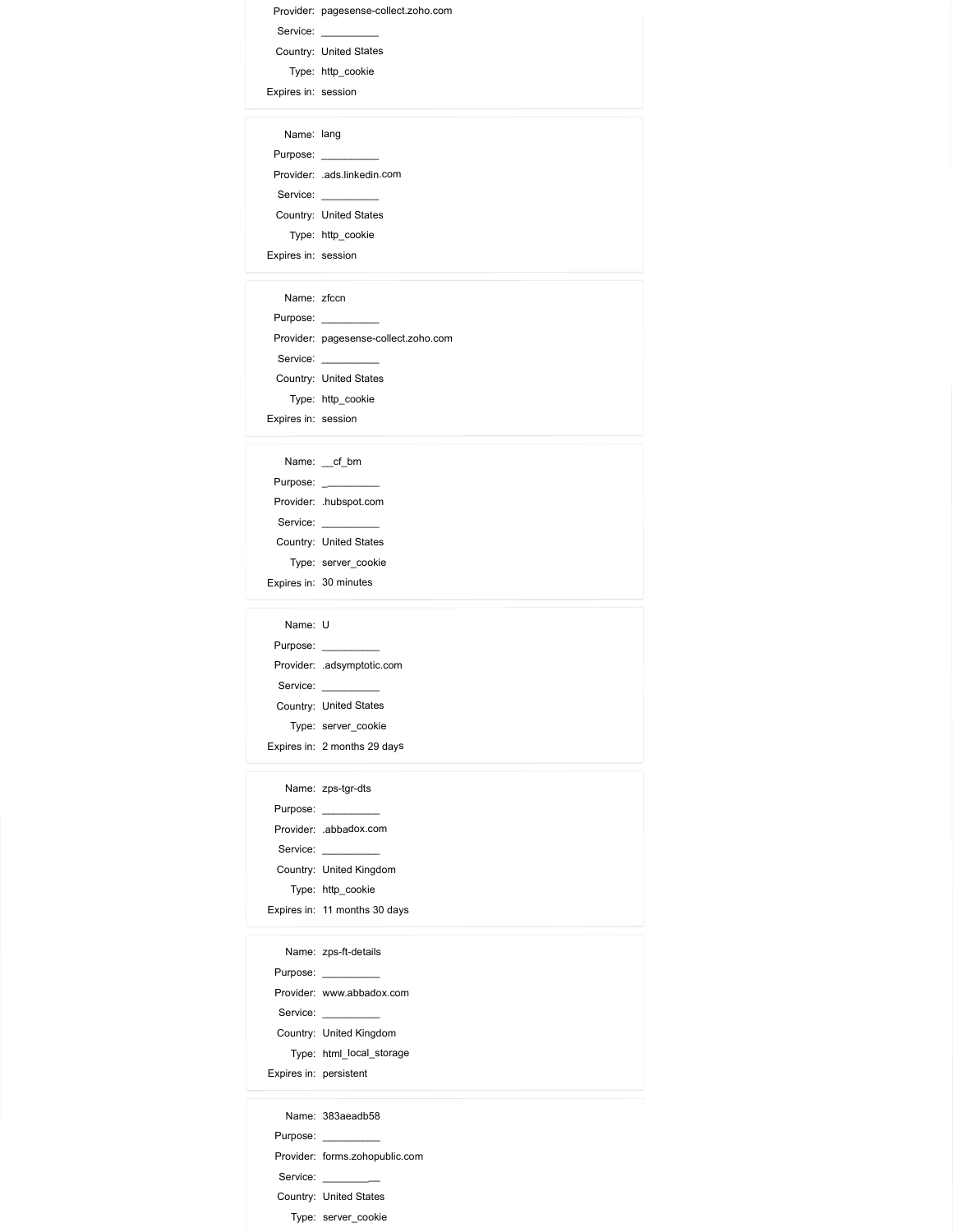Provider: pagesense-collect.zoho.com

Service: __________

Country: United States

Type: http_cookie

Expires in: session

---

Name: lang

Purpose: __________

Provider: .ads.linkedin.com

Service: __________

Country: United States

Type: http_cookie

Expires in: session

---

Name: zfccn

Purpose: __________

Provider: pagesense-collect.zoho.com

Service: __________

Country: United States

Type: http_cookie

Expires in: session

---

Name: __cf_bm

Purpose: __________

Provider: .hubspot.com

Service: __________

Country: United States

Type: server_cookie

Expires in: 30 minutes

---

Name: U

Purpose: __________

Provider: .adsymptotic.com

Service: __________

Country: United States

Type: server_cookie

Expires in: 2 months 29 days

---

Name: zps-tgr-dts

Purpose: __________

Provider: .abbadox.com

Service: __________

Country: United Kingdom

Type: http_cookie

Expires in: 11 months 30 days

---

Name: zps-ft-details

Purpose: __________

Provider: www.abbadox.com

Service: __________

Country: United Kingdom

Type: html_local_storage

Expires in: persistent

---

Name: 383aeadb58

Purpose: __________

Provider: forms.zohopublic.com

Service: __________

Country: United States

Type: server_cookie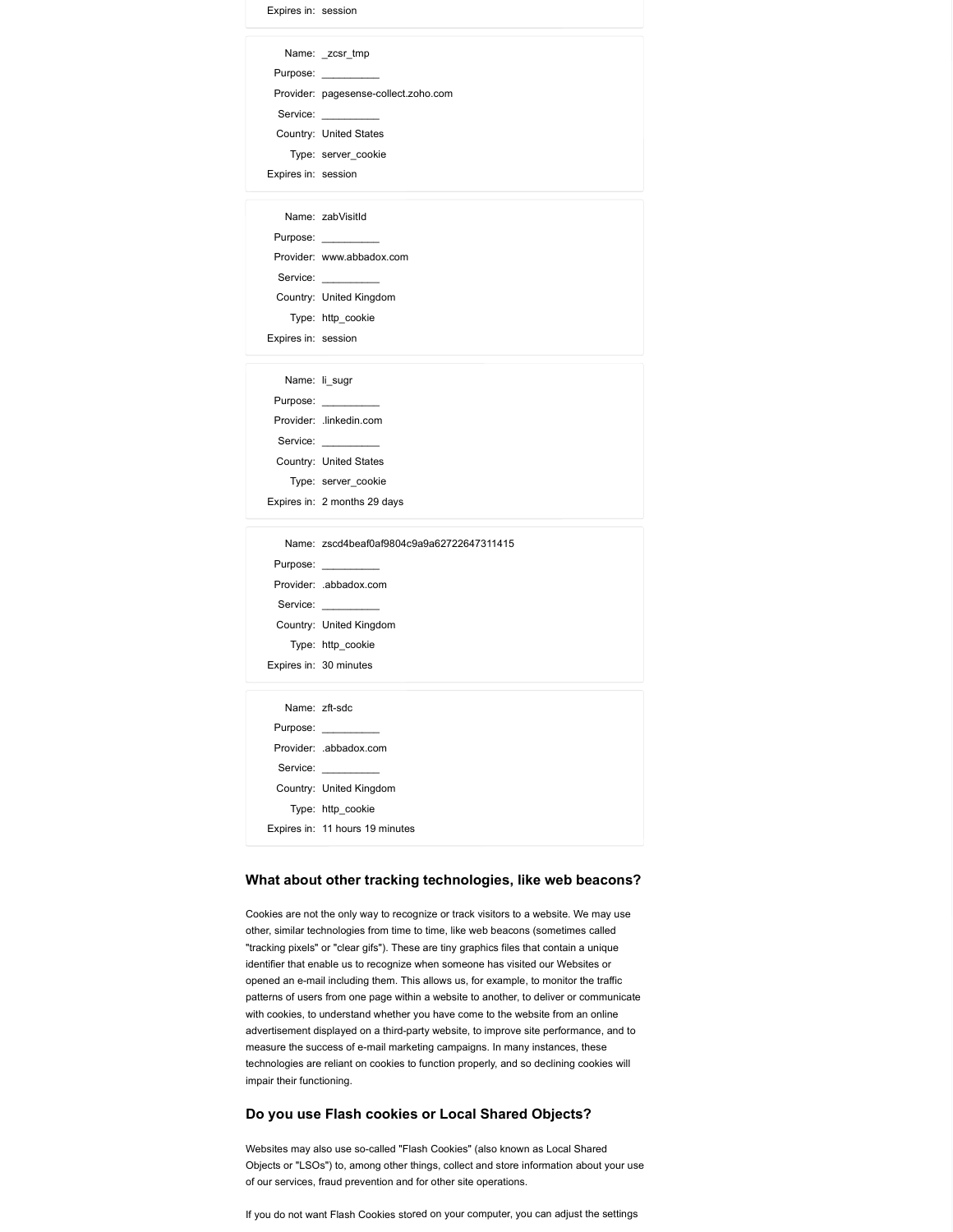Expires in: session

Name: _zcsr_tmp
Purpose: __________
Provider: pagesense-collect.zoho.com
Service: __________
Country: United States
Type: server_cookie
Expires in: session

Name: zabVisitId
Purpose: __________
Provider: www.abbadox.com
Service: __________
Country: United Kingdom
Type: http_cookie
Expires in: session

Name: li_sugr
Purpose: __________
Provider: .linkedin.com
Service: __________
Country: United States
Type: server_cookie
Expires in: 2 months 29 days

Name: zscd4beaf0af9804c9a9a62722647311415
Purpose: __________
Provider: .abbadox.com
Service: __________
Country: United Kingdom
Type: http_cookie
Expires in: 30 minutes

Name: zft-sdc
Purpose: __________
Provider: .abbadox.com
Service: __________
Country: United Kingdom
Type: http_cookie
Expires in: 11 hours 19 minutes

## What about other tracking technologies, like web beacons?

Cookies are not the only way to recognize or track visitors to a website. We may use other, similar technologies from time to time, like web beacons (sometimes called "tracking pixels" or "clear gifs"). These are tiny graphics files that contain a unique identifier that enable us to recognize when someone has visited our Websites or opened an e-mail including them. This allows us, for example, to monitor the traffic patterns of users from one page within a website to another, to deliver or communicate with cookies, to understand whether you have come to the website from an online advertisement displayed on a third-party website, to improve site performance, and to measure the success of e-mail marketing campaigns. In many instances, these technologies are reliant on cookies to function properly, and so declining cookies will impair their functioning.

## Do you use Flash cookies or Local Shared Objects?

Websites may also use so-called "Flash Cookies" (also known as Local Shared Objects or "LSOs") to, among other things, collect and store information about your use of our services, fraud prevention and for other site operations.

If you do not want Flash Cookies stored on your computer, you can adjust the settings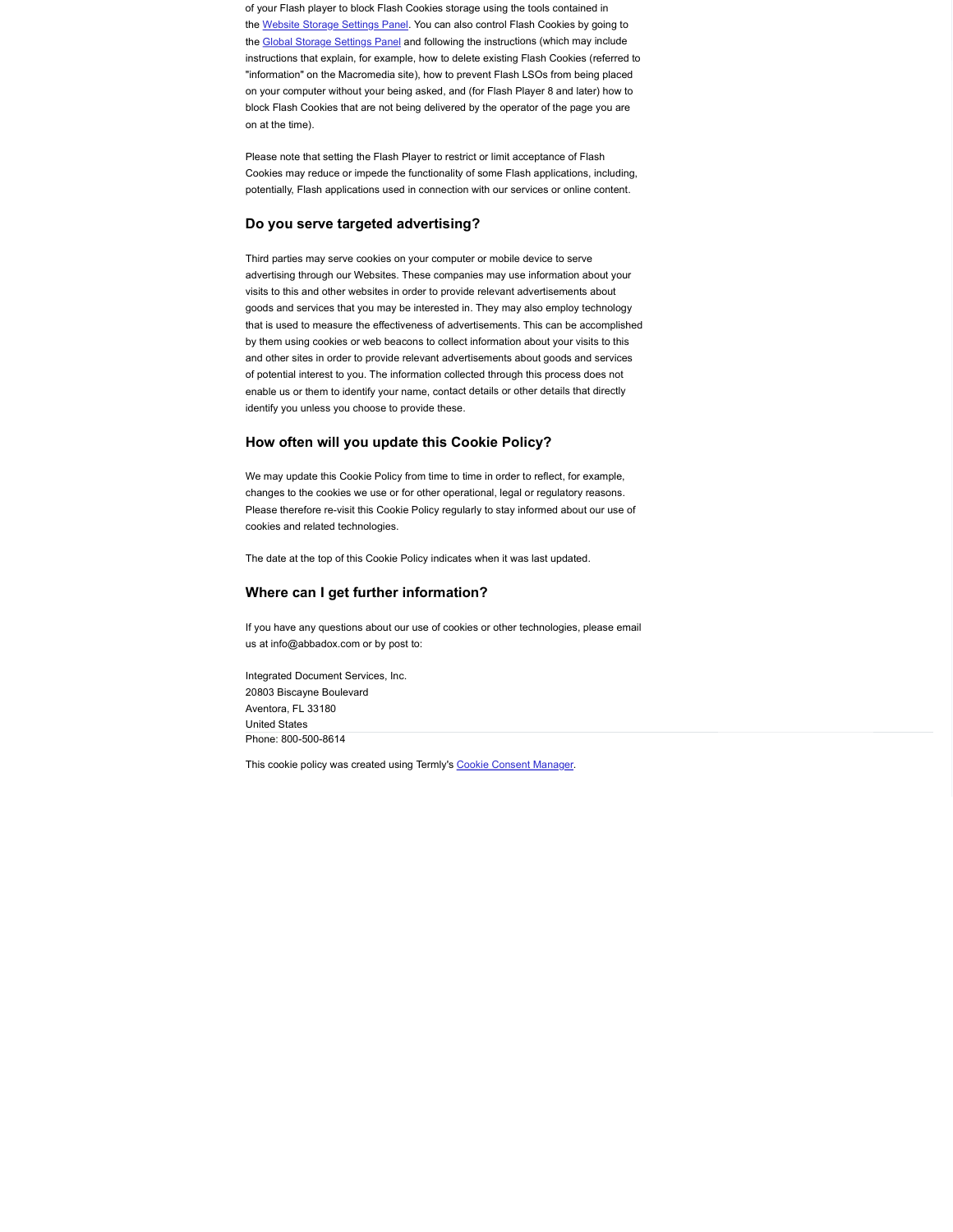of your Flash player to block Flash Cookies storage using the tools contained in the [Website Storage Settings Panel](). You can also control Flash Cookies by going to the [Global Storage Settings Panel]() and following the instructions (which may include instructions that explain, for example, how to delete existing Flash Cookies (referred to "information" on the Macromedia site), how to prevent Flash LSOs from being placed on your computer without your being asked, and (for Flash Player 8 and later) how to block Flash Cookies that are not being delivered by the operator of the page you are on at the time).

Please note that setting the Flash Player to restrict or limit acceptance of Flash Cookies may reduce or impede the functionality of some Flash applications, including, potentially, Flash applications used in connection with our services or online content.

### Do you serve targeted advertising?

Third parties may serve cookies on your computer or mobile device to serve advertising through our Websites. These companies may use information about your visits to this and other websites in order to provide relevant advertisements about goods and services that you may be interested in. They may also employ technology that is used to measure the effectiveness of advertisements. This can be accomplished by them using cookies or web beacons to collect information about your visits to this and other sites in order to provide relevant advertisements about goods and services of potential interest to you. The information collected through this process does not enable us or them to identify your name, contact details or other details that directly identify you unless you choose to provide these.

### How often will you update this Cookie Policy?

We may update this Cookie Policy from time to time in order to reflect, for example, changes to the cookies we use or for other operational, legal or regulatory reasons. Please therefore re-visit this Cookie Policy regularly to stay informed about our use of cookies and related technologies.

The date at the top of this Cookie Policy indicates when it was last updated.

### Where can I get further information?

If you have any questions about our use of cookies or other technologies, please email us at info@abbadox.com or by post to:

Integrated Document Services, Inc.
20803 Biscayne Boulevard
Aventora, FL 33180
United States
Phone: 800-500-8614

This cookie policy was created using Termly's [Cookie Consent Manager]().